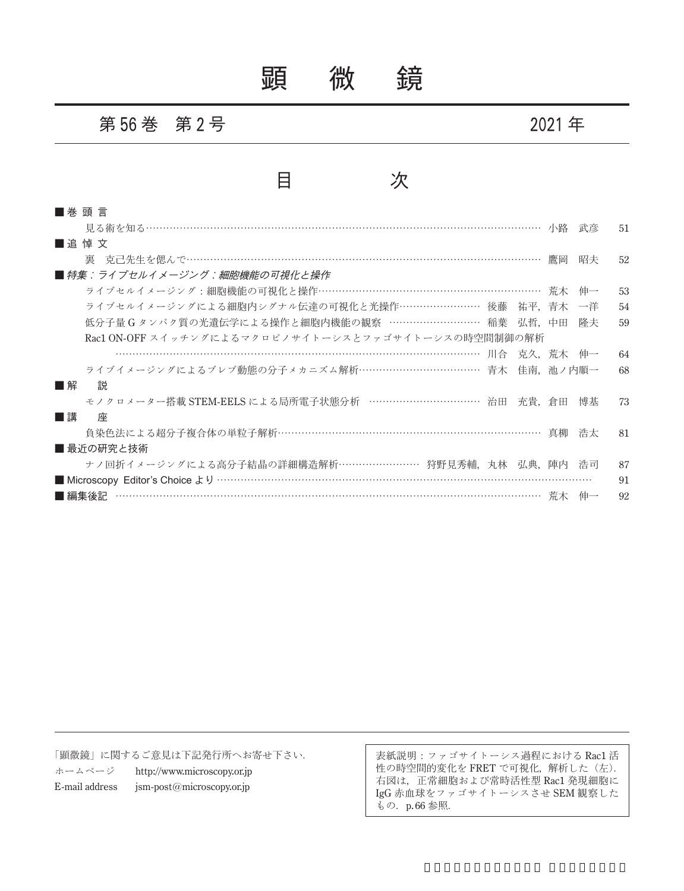# 顕　微　鏡

## 第 56 巻　第 2 号　　　2021 年

## 目　　次

■ 巻 頭 言

見る術を知る……………………………………………………………………… 小路　武彦　51

■ 追 悼 文

裏　克己先生を偲んで…………………………………………………………… 鷹岡　昭夫　52

■ *特集：ライブセルイメージング：細胞機能の可視化と操作*

ライブセルイメージング：細胞機能の可視化と操作………………………… 荒木　伸一　53

ライブセルイメージングによる細胞内シグナル伝達の可視化と光操作……… 後藤　祐平，青木　一洋　54

低分子量 G タンパク質の光遺伝学による操作と細胞内機能の観察 ………… 稲葉　弘哲，中田　隆夫　59

Rac1 ON-OFF スイッチングによるマクロピノサイトーシスとファゴサイトーシスの時空間制御の解析
…………………………………………………………………………………… 川合　克久，荒木　伸一　64

ライブイメージングによるブレブ動態の分子メカニズム解析………………… 青木　佳南，池ノ内順一　68

■ 解　説

モノクロメーター搭載 STEM-EELS による局所電子状態分析 ……………… 治田　充貴，倉田　博基　73

■ 講　座

負染色法による超分子複合体の単粒子解析…………………………………… 真柳　浩太　81

■ 最近の研究と技術

ナノ回折イメージングによる高分子結晶の詳細構造解析……………… 狩野見秀輔，丸林　弘典，陣内　浩司　87

■ Microscopy Editor's Choice より …………………………………………………………… 91

■ 編集後記 ………………………………………………………………………… 荒木　伸一　92

---

「顕微鏡」に関するご意見は下記発行所へお寄せ下さい．

ホームページ　http://www.microscopy.or.jp

E-mail address　jsm-post@microscopy.or.jp

表紙説明：ファゴサイトーシス過程における Rac1 活性の時空間的変化を FRET で可視化，解析した（左）．右図は，正常細胞および常時活性型 Rac1 発現細胞に IgG 赤血球をファゴサイトーシスさせ SEM 観察したもの．p. 66 参照．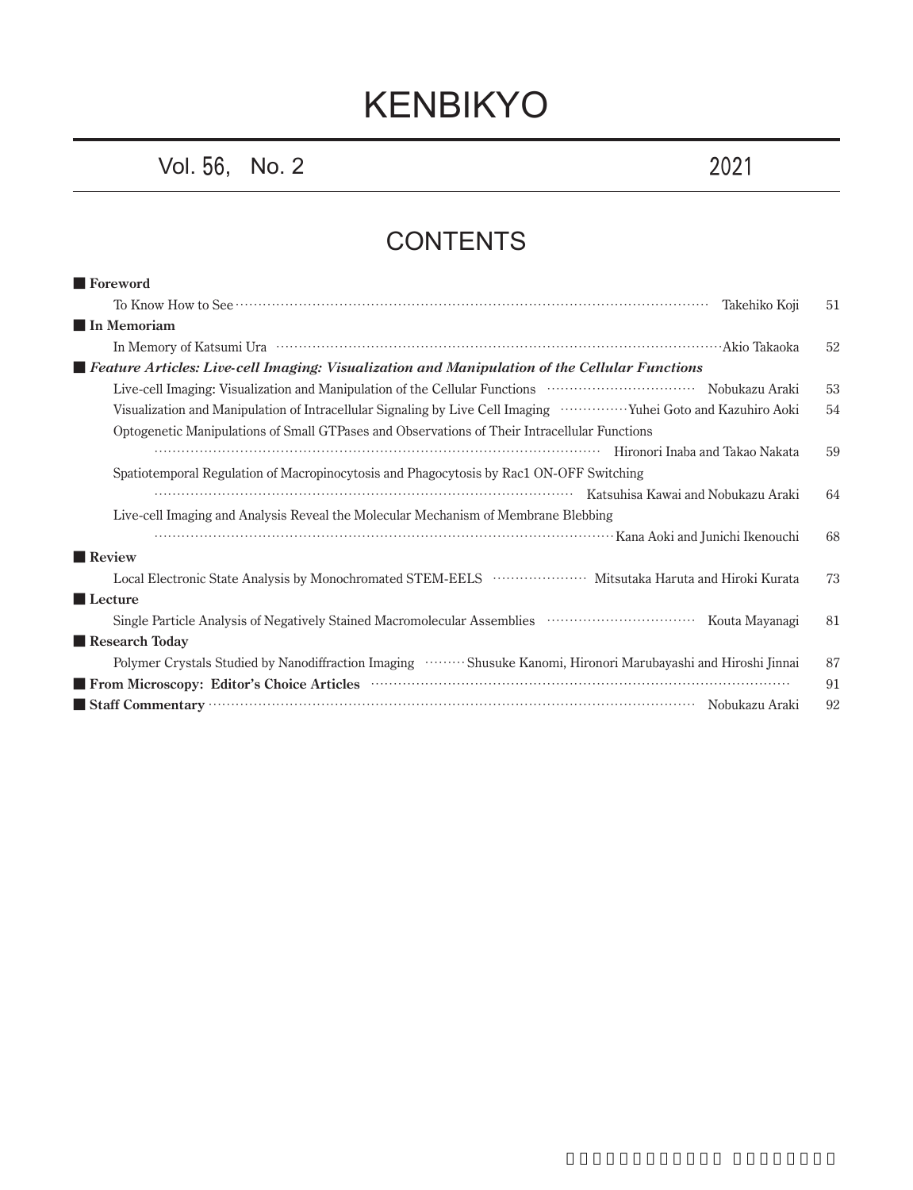# KENBIKYO

Vol. 56, No. 2 2021

## CONTENTS

**■ Foreword**

To Know How to See ········· Takehiko Koji 51

**■ In Memoriam**

In Memory of Katsumi Ura ········· Akio Takaoka 52

***■ Feature Articles: Live-cell Imaging: Visualization and Manipulation of the Cellular Functions***

Live-cell Imaging: Visualization and Manipulation of the Cellular Functions ········· Nobukazu Araki 53

Visualization and Manipulation of Intracellular Signaling by Live Cell Imaging ········· Yuhei Goto and Kazuhiro Aoki 54

Optogenetic Manipulations of Small GTPases and Observations of Their Intracellular Functions ········· Hironori Inaba and Takao Nakata 59

Spatiotemporal Regulation of Macropinocytosis and Phagocytosis by Rac1 ON-OFF Switching ········· Katsuhisa Kawai and Nobukazu Araki 64

Live-cell Imaging and Analysis Reveal the Molecular Mechanism of Membrane Blebbing ········· Kana Aoki and Junichi Ikenouchi 68

**■ Review**

Local Electronic State Analysis by Monochromated STEM-EELS ········· Mitsutaka Haruta and Hiroki Kurata 73

**■ Lecture**

Single Particle Analysis of Negatively Stained Macromolecular Assemblies ········· Kouta Mayanagi 81

**■ Research Today**

Polymer Crystals Studied by Nanodiffraction Imaging ········· Shusuke Kanomi, Hironori Marubayashi and Hiroshi Jinnai 87

**■ From Microscopy: Editor's Choice Articles** ········· 91

**■ Staff Commentary** ········· Nobukazu Araki 92